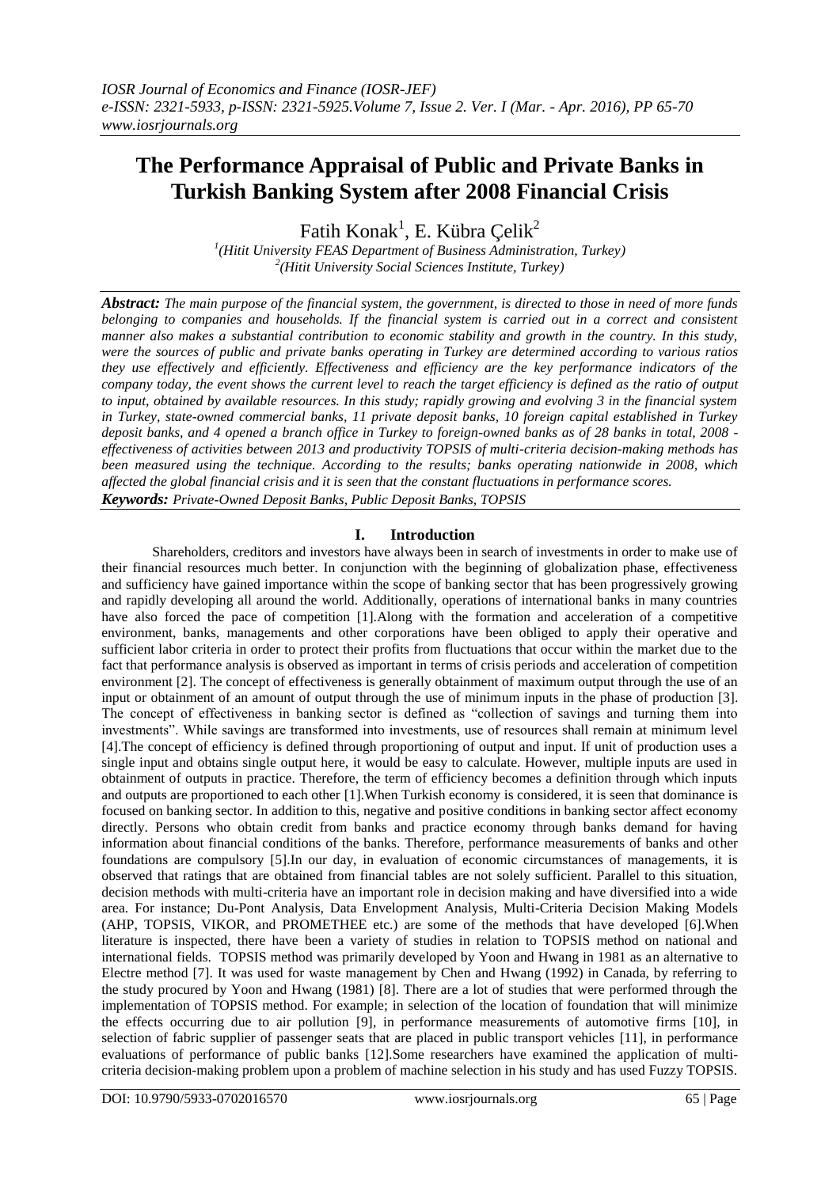# The Performance Appraisal of Public and Private Banks in Turkish Banking System after 2008 Financial Crisis

Fatih Konak[1], E. Kübra Çelik[2]

[1](Hitit University FEAS Department of Business Administration, Turkey)
[2](Hitit University Social Sciences Institute, Turkey)

***Abstract:*** *The main purpose of the financial system, the government, is directed to those in need of more funds belonging to companies and households. If the financial system is carried out in a correct and consistent manner also makes a substantial contribution to economic stability and growth in the country. In this study, were the sources of public and private banks operating in Turkey are determined according to various ratios they use effectively and efficiently. Effectiveness and efficiency are the key performance indicators of the company today, the event shows the current level to reach the target efficiency is defined as the ratio of output to input, obtained by available resources. In this study; rapidly growing and evolving 3 in the financial system in Turkey, state-owned commercial banks, 11 private deposit banks, 10 foreign capital established in Turkey deposit banks, and 4 opened a branch office in Turkey to foreign-owned banks as of 28 banks in total, 2008 - effectiveness of activities between 2013 and productivity TOPSIS of multi-criteria decision-making methods has been measured using the technique. According to the results; banks operating nationwide in 2008, which affected the global financial crisis and it is seen that the constant fluctuations in performance scores.*

***Keywords:*** *Private-Owned Deposit Banks, Public Deposit Banks, TOPSIS*

## I. Introduction

Shareholders, creditors and investors have always been in search of investments in order to make use of their financial resources much better. In conjunction with the beginning of globalization phase, effectiveness and sufficiency have gained importance within the scope of banking sector that has been progressively growing and rapidly developing all around the world. Additionally, operations of international banks in many countries have also forced the pace of competition [1].Along with the formation and acceleration of a competitive environment, banks, managements and other corporations have been obliged to apply their operative and sufficient labor criteria in order to protect their profits from fluctuations that occur within the market due to the fact that performance analysis is observed as important in terms of crisis periods and acceleration of competition environment [2]. The concept of effectiveness is generally obtainment of maximum output through the use of an input or obtainment of an amount of output through the use of minimum inputs in the phase of production [3]. The concept of effectiveness in banking sector is defined as "collection of savings and turning them into investments". While savings are transformed into investments, use of resources shall remain at minimum level [4].The concept of efficiency is defined through proportioning of output and input. If unit of production uses a single input and obtains single output here, it would be easy to calculate. However, multiple inputs are used in obtainment of outputs in practice. Therefore, the term of efficiency becomes a definition through which inputs and outputs are proportioned to each other [1].When Turkish economy is considered, it is seen that dominance is focused on banking sector. In addition to this, negative and positive conditions in banking sector affect economy directly. Persons who obtain credit from banks and practice economy through banks demand for having information about financial conditions of the banks. Therefore, performance measurements of banks and other foundations are compulsory [5].In our day, in evaluation of economic circumstances of managements, it is observed that ratings that are obtained from financial tables are not solely sufficient. Parallel to this situation, decision methods with multi-criteria have an important role in decision making and have diversified into a wide area. For instance; Du-Pont Analysis, Data Envelopment Analysis, Multi-Criteria Decision Making Models (AHP, TOPSIS, VIKOR, and PROMETHEE etc.) are some of the methods that have developed [6].When literature is inspected, there have been a variety of studies in relation to TOPSIS method on national and international fields. TOPSIS method was primarily developed by Yoon and Hwang in 1981 as an alternative to Electre method [7]. It was used for waste management by Chen and Hwang (1992) in Canada, by referring to the study procured by Yoon and Hwang (1981) [8]. There are a lot of studies that were performed through the implementation of TOPSIS method. For example; in selection of the location of foundation that will minimize the effects occurring due to air pollution [9], in performance measurements of automotive firms [10], in selection of fabric supplier of passenger seats that are placed in public transport vehicles [11], in performance evaluations of performance of public banks [12].Some researchers have examined the application of multi-criteria decision-making problem upon a problem of machine selection in his study and has used Fuzzy TOPSIS.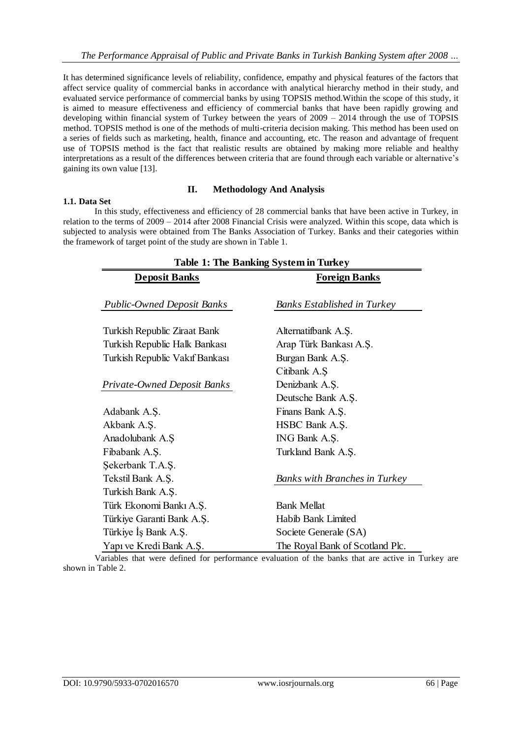It has determined significance levels of reliability, confidence, empathy and physical features of the factors that affect service quality of commercial banks in accordance with analytical hierarchy method in their study, and evaluated service performance of commercial banks by using TOPSIS method.Within the scope of this study, it is aimed to measure effectiveness and efficiency of commercial banks that have been rapidly growing and developing within financial system of Turkey between the years of 2009 – 2014 through the use of TOPSIS method. TOPSIS method is one of the methods of multi-criteria decision making. This method has been used on a series of fields such as marketing, health, finance and accounting, etc. The reason and advantage of frequent use of TOPSIS method is the fact that realistic results are obtained by making more reliable and healthy interpretations as a result of the differences between criteria that are found through each variable or alternative's gaining its own value [13].

## II. Methodology And Analysis

### 1.1. Data Set

In this study, effectiveness and efficiency of 28 commercial banks that have been active in Turkey, in relation to the terms of 2009 – 2014 after 2008 Financial Crisis were analyzed. Within this scope, data which is subjected to analysis were obtained from The Banks Association of Turkey. Banks and their categories within the framework of target point of the study are shown in Table 1.

**Table 1: The Banking System in Turkey**

| **Deposit Banks** | **Foreign Banks** |
|---|---|
| *Public-Owned Deposit Banks* | *Banks Established in Turkey* |
| Turkish Republic Ziraat Bank | Alternatifbank A.Ş. |
| Turkish Republic Halk Bankası | Arap Türk Bankası A.Ş. |
| Turkish Republic Vakıf Bankası | Burgan Bank A.Ş. |
| | Citibank A.Ş |
| *Private-Owned Deposit Banks* | Denizbank A.Ş. |
| | Deutsche Bank A.Ş. |
| Adabank A.Ş. | Finans Bank A.Ş. |
| Akbank A.Ş. | HSBC Bank A.Ş. |
| Anadolubank A.Ş | ING Bank A.Ş. |
| Fibabank A.Ş. | Turkland Bank A.Ş. |
| Şekerbank T.A.Ş. | |
| Tekstil Bank A.Ş. | *Banks with Branches in Turkey* |
| Turkish Bank A.Ş. | |
| Türk Ekonomi Bankı A.Ş. | Bank Mellat |
| Türkiye Garanti Bank A.Ş. | Habib Bank Limited |
| Türkiye İş Bank A.Ş. | Societe Generale (SA) |
| Yapı ve Kredi Bank A.Ş. | The Royal Bank of Scotland Plc. |

Variables that were defined for performance evaluation of the banks that are active in Turkey are shown in Table 2.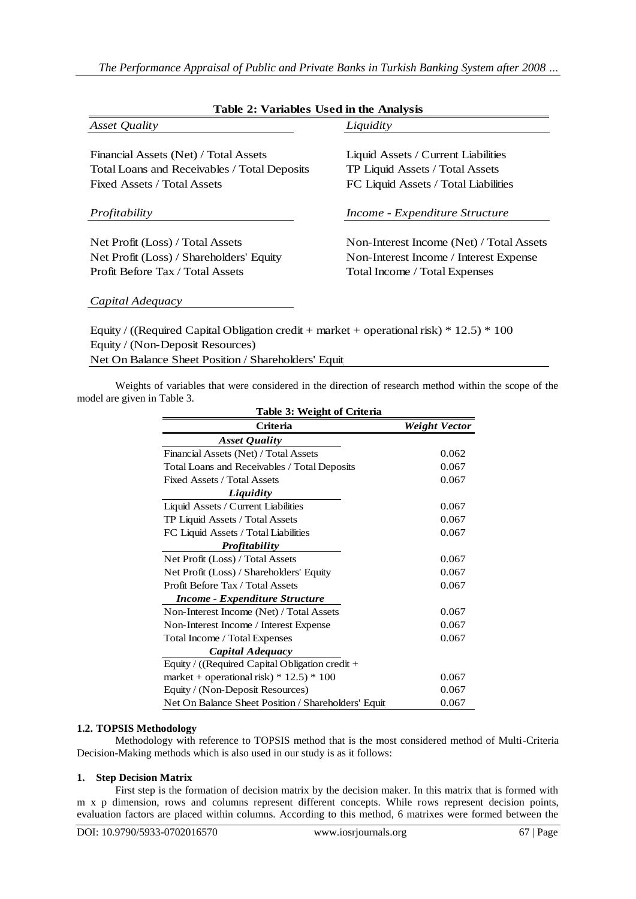**Table 2: Variables Used in the Analysis**

| *Asset Quality* | *Liquidity* |
|---|---|
| Financial Assets (Net) / Total Assets | Liquid Assets / Current Liabilities |
| Total Loans and Receivables / Total Deposits | TP Liquid Assets / Total Assets |
| Fixed Assets / Total Assets | FC Liquid Assets / Total Liabilities |
| ***Profitability*** | ***Income - Expenditure Structure*** |
| Net Profit (Loss) / Total Assets | Non-Interest Income (Net) / Total Assets |
| Net Profit (Loss) / Shareholders' Equity | Non-Interest Income / Interest Expense |
| Profit Before Tax / Total Assets | Total Income / Total Expenses |
| ***Capital Adequacy*** | |
| Equity / ((Required Capital Obligation credit + market + operational risk) * 12.5) * 100 | |
| Equity / (Non-Deposit Resources) | |
| Net On Balance Sheet Position / Shareholders' Equit | |

Weights of variables that were considered in the direction of research method within the scope of the model are given in Table 3.

**Table 3: Weight of Criteria**

| Criteria | *Weight Vector* |
|---|---|
| ***Asset Quality*** | |
| Financial Assets (Net) / Total Assets | 0.062 |
| Total Loans and Receivables / Total Deposits | 0.067 |
| Fixed Assets / Total Assets | 0.067 |
| ***Liquidity*** | |
| Liquid Assets / Current Liabilities | 0.067 |
| TP Liquid Assets / Total Assets | 0.067 |
| FC Liquid Assets / Total Liabilities | 0.067 |
| ***Profitability*** | |
| Net Profit (Loss) / Total Assets | 0.067 |
| Net Profit (Loss) / Shareholders' Equity | 0.067 |
| Profit Before Tax / Total Assets | 0.067 |
| ***Income - Expenditure Structure*** | |
| Non-Interest Income (Net) / Total Assets | 0.067 |
| Non-Interest Income / Interest Expense | 0.067 |
| Total Income / Total Expenses | 0.067 |
| ***Capital Adequacy*** | |
| Equity / ((Required Capital Obligation credit + market + operational risk) * 12.5) * 100 | 0.067 |
| Equity / (Non-Deposit Resources) | 0.067 |
| Net On Balance Sheet Position / Shareholders' Equit | 0.067 |

### 1.2. TOPSIS Methodology

Methodology with reference to TOPSIS method that is the most considered method of Multi-Criteria Decision-Making methods which is also used in our study is as it follows:

#### 1. Step Decision Matrix

First step is the formation of decision matrix by the decision maker. In this matrix that is formed with m x p dimension, rows and columns represent different concepts. While rows represent decision points, evaluation factors are placed within columns. According to this method, 6 matrixes were formed between the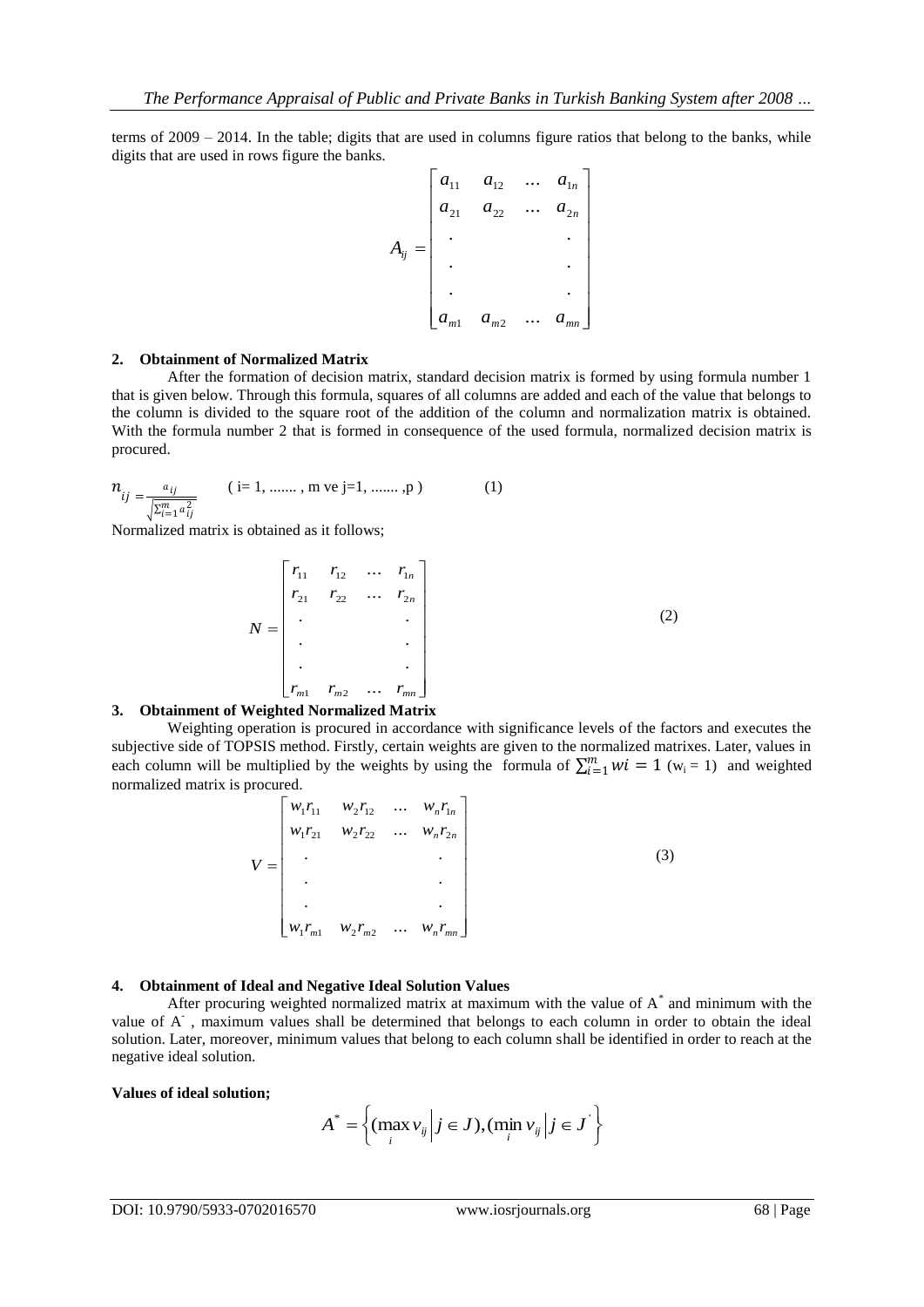terms of 2009 – 2014. In the table; digits that are used in columns figure ratios that belong to the banks, while digits that are used in rows figure the banks.

$$A_{ij} = \begin{bmatrix} a_{11} & a_{12} & \dots & a_{1n} \\ a_{21} & a_{22} & \dots & a_{2n} \\ . & & & . \\ . & & & . \\ . & & & . \\ a_{m1} & a_{m2} & \dots & a_{mn} \end{bmatrix}$$

**2. Obtainment of Normalized Matrix**

After the formation of decision matrix, standard decision matrix is formed by using formula number 1 that is given below. Through this formula, squares of all columns are added and each of the value that belongs to the column is divided to the square root of the addition of the column and normalization matrix is obtained. With the formula number 2 that is formed in consequence of the used formula, normalized decision matrix is procured.

$$n_{ij} = \frac{a_{ij}}{\sqrt{\sum_{i=1}^{m} a_{ij}^2}} \qquad (\text{ i= 1, ....... , m ve j=1, ....... ,p }) \qquad (1)$$

Normalized matrix is obtained as it follows;

$$N = \begin{bmatrix} r_{11} & r_{12} & \dots & r_{1n} \\ r_{21} & r_{22} & \dots & r_{2n} \\ . & & & . \\ . & & & . \\ . & & & . \\ r_{m1} & r_{m2} & \dots & r_{mn} \end{bmatrix} \qquad (2)$$

**3. Obtainment of Weighted Normalized Matrix**

Weighting operation is procured in accordance with significance levels of the factors and executes the subjective side of TOPSIS method. Firstly, certain weights are given to the normalized matrixes. Later, values in each column will be multiplied by the weights by using the formula of $\sum_{i=1}^{m} wi = 1$ ($w_i = 1$) and weighted normalized matrix is procured.

$$V = \begin{bmatrix} w_1 r_{11} & w_2 r_{12} & \dots & w_n r_{1n} \\ w_1 r_{21} & w_2 r_{22} & \dots & w_n r_{2n} \\ . & & & . \\ . & & & . \\ . & & & . \\ w_1 r_{m1} & w_2 r_{m2} & \dots & w_n r_{mn} \end{bmatrix} \qquad (3)$$

**4. Obtainment of Ideal and Negative Ideal Solution Values**

After procuring weighted normalized matrix at maximum with the value of $A^*$ and minimum with the value of $A^-$ , maximum values shall be determined that belongs to each column in order to obtain the ideal solution. Later, moreover, minimum values that belong to each column shall be identified in order to reach at the negative ideal solution.

**Values of ideal solution;**

$$A^* = \left\{ (\max_i v_{ij} \middle| j \in J), (\min_i v_{ij} \middle| j \in J' \right\}$$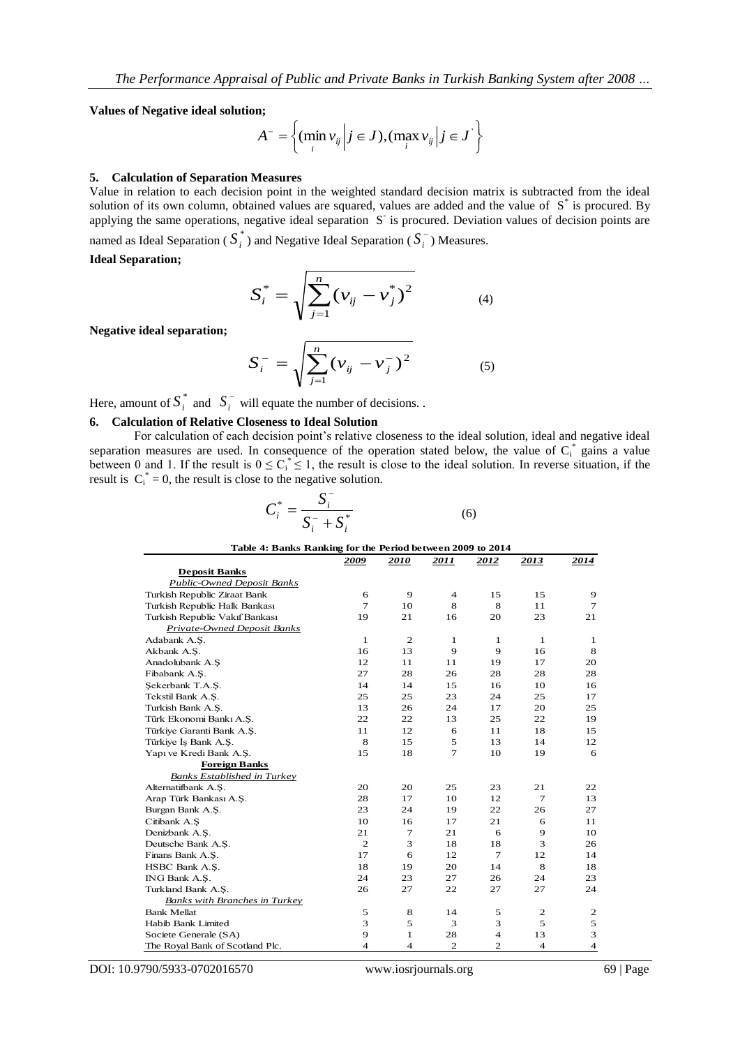**Values of Negative ideal solution;**

$$A^{-} = \left\{ (\min_{i} v_{ij} \left| j \in J), (\max_{i} v_{ij} \right| j \in J^{'} \right\}$$

## 5. Calculation of Separation Measures

Value in relation to each decision point in the weighted standard decision matrix is subtracted from the ideal solution of its own column, obtained values are squared, values are added and the value of $S^*$ is procured. By applying the same operations, negative ideal separation $S^-$ is procured. Deviation values of decision points are named as Ideal Separation ($S_i^*$) and Negative Ideal Separation ($S_i^-$) Measures.

**Ideal Separation;**

$$S_i^* = \sqrt{\sum_{j=1}^{n} (v_{ij} - v_j^*)^2} \qquad (4)$$

**Negative ideal separation;**

$$S_i^- = \sqrt{\sum_{j=1}^{n} (v_{ij} - v_j^-)^2} \qquad (5)$$

Here, amount of $S_i^*$ and $S_i^-$ will equate the number of decisions. .

## 6. Calculation of Relative Closeness to Ideal Solution

For calculation of each decision point's relative closeness to the ideal solution, ideal and negative ideal separation measures are used. In consequence of the operation stated below, the value of $C_i^*$ gains a value between 0 and 1. If the result is $0 \leq C_i^* \leq 1$, the result is close to the ideal solution. In reverse situation, if the result is $C_i^* = 0$, the result is close to the negative solution.

$$C_i^* = \frac{S_i^-}{S_i^- + S_i^*} \qquad (6)$$

**Table 4: Banks Ranking for the Period between 2009 to 2014**

| | *2009* | *2010* | *2011* | *2012* | *2013* | *2014* |
|---|---|---|---|---|---|---|
| **Deposit Banks** | | | | | | |
| *Public-Owned Deposit Banks* | | | | | | |
| Turkish Republic Ziraat Bank | 6 | 9 | 4 | 15 | 15 | 9 |
| Turkish Republic Halk Bankası | 7 | 10 | 8 | 8 | 11 | 7 |
| Turkish Republic Vakıf Bankası | 19 | 21 | 16 | 20 | 23 | 21 |
| *Private-Owned Deposit Banks* | | | | | | |
| Adabank A.Ş. | 1 | 2 | 1 | 1 | 1 | 1 |
| Akbank A.Ş. | 16 | 13 | 9 | 9 | 16 | 8 |
| Anadolubank A.Ş | 12 | 11 | 11 | 19 | 17 | 20 |
| Fibabank A.Ş. | 27 | 28 | 26 | 28 | 28 | 28 |
| Şekerbank T.A.Ş. | 14 | 14 | 15 | 16 | 10 | 16 |
| Tekstil Bank A.Ş. | 25 | 25 | 23 | 24 | 25 | 17 |
| Turkish Bank A.Ş. | 13 | 26 | 24 | 17 | 20 | 25 |
| Türk Ekonomi Bankı A.Ş. | 22 | 22 | 13 | 25 | 22 | 19 |
| Türkiye Garanti Bank A.Ş. | 11 | 12 | 6 | 11 | 18 | 15 |
| Türkiye İş Bank A.Ş. | 8 | 15 | 5 | 13 | 14 | 12 |
| Yapı ve Kredi Bank A.Ş. | 15 | 18 | 7 | 10 | 19 | 6 |
| **Foreign Banks** | | | | | | |
| *Banks Established in Turkey* | | | | | | |
| Alternatifbank A.Ş. | 20 | 20 | 25 | 23 | 21 | 22 |
| Arap Türk Bankası A.Ş. | 28 | 17 | 10 | 12 | 7 | 13 |
| Burgan Bank A.Ş. | 23 | 24 | 19 | 22 | 26 | 27 |
| Citibank A.Ş | 10 | 16 | 17 | 21 | 6 | 11 |
| Denizbank A.Ş. | 21 | 7 | 21 | 6 | 9 | 10 |
| Deutsche Bank A.Ş. | 2 | 3 | 18 | 18 | 3 | 26 |
| Finans Bank A.Ş. | 17 | 6 | 12 | 7 | 12 | 14 |
| HSBC Bank A.Ş. | 18 | 19 | 20 | 14 | 8 | 18 |
| ING Bank A.Ş. | 24 | 23 | 27 | 26 | 24 | 23 |
| Turkland Bank A.Ş. | 26 | 27 | 22 | 27 | 27 | 24 |
| *Banks with Branches in Turkey* | | | | | | |
| Bank Mellat | 5 | 8 | 14 | 5 | 2 | 2 |
| Habib Bank Limited | 3 | 5 | 3 | 3 | 5 | 5 |
| Societe Generale (SA) | 9 | 1 | 28 | 4 | 13 | 3 |
| The Royal Bank of Scotland Plc. | 4 | 4 | 2 | 2 | 4 | 4 |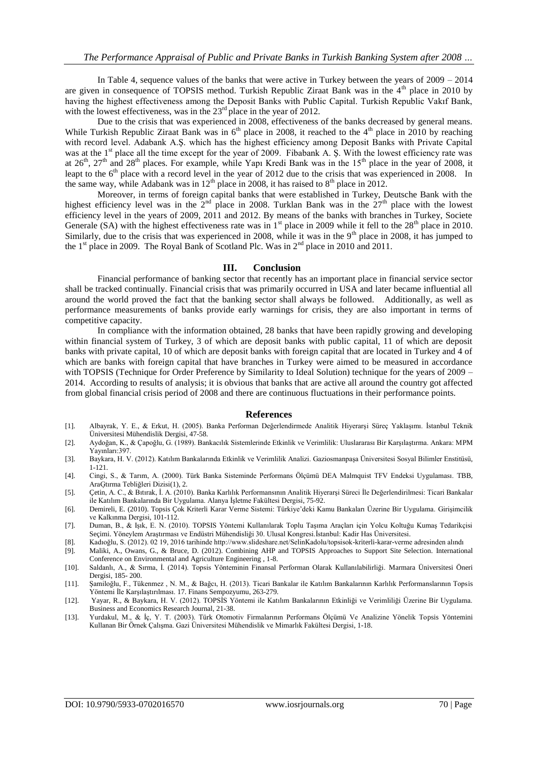In Table 4, sequence values of the banks that were active in Turkey between the years of 2009 – 2014 are given in consequence of TOPSIS method. Turkish Republic Ziraat Bank was in the 4th place in 2010 by having the highest effectiveness among the Deposit Banks with Public Capital. Turkish Republic Vakıf Bank, with the lowest effectiveness, was in the 23rd place in the year of 2012.

Due to the crisis that was experienced in 2008, effectiveness of the banks decreased by general means. While Turkish Republic Ziraat Bank was in 6th place in 2008, it reached to the 4th place in 2010 by reaching with record level. Adabank A.Ş. which has the highest efficiency among Deposit Banks with Private Capital was at the 1st place all the time except for the year of 2009. Fibabank A. Ş. With the lowest efficiency rate was at 26th, 27th and 28th places. For example, while Yapı Kredi Bank was in the 15th place in the year of 2008, it leapt to the 6th place with a record level in the year of 2012 due to the crisis that was experienced in 2008. In the same way, while Adabank was in 12th place in 2008, it has raised to 8th place in 2012.

Moreover, in terms of foreign capital banks that were established in Turkey, Deutsche Bank with the highest efficiency level was in the 2nd place in 2008. Turklan Bank was in the 27th place with the lowest efficiency level in the years of 2009, 2011 and 2012. By means of the banks with branches in Turkey, Societe Generale (SA) with the highest effectiveness rate was in 1st place in 2009 while it fell to the 28th place in 2010. Similarly, due to the crisis that was experienced in 2008, while it was in the 9th place in 2008, it has jumped to the 1st place in 2009. The Royal Bank of Scotland Plc. Was in 2nd place in 2010 and 2011.

## III. Conclusion

Financial performance of banking sector that recently has an important place in financial service sector shall be tracked continually. Financial crisis that was primarily occurred in USA and later became influential all around the world proved the fact that the banking sector shall always be followed. Additionally, as well as performance measurements of banks provide early warnings for crisis, they are also important in terms of competitive capacity.

In compliance with the information obtained, 28 banks that have been rapidly growing and developing within financial system of Turkey, 3 of which are deposit banks with public capital, 11 of which are deposit banks with private capital, 10 of which are deposit banks with foreign capital that are located in Turkey and 4 of which are banks with foreign capital that have branches in Turkey were aimed to be measured in accordance with TOPSIS (Technique for Order Preference by Similarity to Ideal Solution) technique for the years of 2009 – 2014. According to results of analysis; it is obvious that banks that are active all around the country got affected from global financial crisis period of 2008 and there are continuous fluctuations in their performance points.

## References

[1]. Albayrak, Y. E., & Erkut, H. (2005). Banka Performan Değerlendirmede Analitik Hiyerarşi Süreç Yaklaşımı. İstanbul Teknik Üniversitesi Mühendislik Dergisi, 47-58.

[2]. Aydoğan, K., & Çapoğlu, G. (1989). Bankacılık Sistemlerinde Etkinlik ve Verimlilik: Uluslararası Bir Karşılaştırma. Ankara: MPM Yayınları:397.

[3]. Baykara, H. V. (2012). Katılım Bankalarında Etkinlik ve Verimlilik Analizi. Gaziosmanpaşa Üniversitesi Sosyal Bilimler Enstitüsü, 1-121.

[4]. Cingi, S., & Tarım, A. (2000). Türk Banka Sisteminde Performans Ölçümü DEA Malmquist TFV Endeksi Uygulaması. TBB, AraÇtırma Tebliğleri Dizisi(1), 2.

[5]. Çetin, A. C., & Bıtırak, İ. A. (2010). Banka Karlılık Performansının Analitik Hiyerarşi Süreci İle Değerlendirilmesi: Ticari Bankalar ile Katılım Bankalarında Bir Uygulama. Alanya İşletme Fakültesi Dergisi, 75-92.

[6]. Demireli, E. (2010). Topsis Çok Kriterli Karar Verme Sistemi: Türkiye'deki Kamu Bankaları Üzerine Bir Uygulama. Girişimcilik ve Kalkınma Dergisi, 101-112.

[7]. Duman, B., & Işık, E. N. (2010). TOPSIS Yöntemi Kullanılarak Toplu Taşıma Araçları için Yolcu Koltuğu Kumaş Tedarikçisi Seçimi. Yöneylem Araştırması ve Endüstri Mühendisliği 30. Ulusal Kongresi.İstanbul: Kadir Has Üniversitesi.

[8]. Kadıoğlu, S. (2012). 02 19, 2016 tarihinde http://www.slideshare.net/SelinKadolu/topsisok-kriterli-karar-verme adresinden alındı

[9]. Maliki, A., Owans, G., & Bruce, D. (2012). Combining AHP and TOPSIS Approaches to Support Site Selection. International Conference on Environmental and Agriculture Engineering , 1-8.

[10]. Saldanlı, A., & Sırma, İ. (2014). Topsis Yönteminin Finansal Performan Olarak Kullanılabilirliği. Marmara Üniversitesi Öneri Dergisi, 185- 200.

[11]. Şamiloğlu, F., Tükenmez , N. M., & Bağcı, H. (2013). Ticari Bankalar ile Katılım Bankalarının Karlılık Performanslarının Topsis Yöntemi İle Karşılaştırılması. 17. Finans Sempozyumu, 263-279.

[12]. Yayar, R., & Baykara, H. V. (2012). TOPSİS Yöntemi ile Katılım Bankalarının Etkinliği ve Verimliliği Üzerine Bir Uygulama. Business and Economics Research Journal, 21-38.

[13]. Yurdakul, M., & İç, Y. T. (2003). Türk Otomotiv Firmalarının Performans Ölçümü Ve Analizine Yönelik Topsis Yöntemini Kullanan Bir Örnek Çalışma. Gazi Üniversitesi Mühendislik ve Mimarlık Fakültesi Dergisi, 1-18.